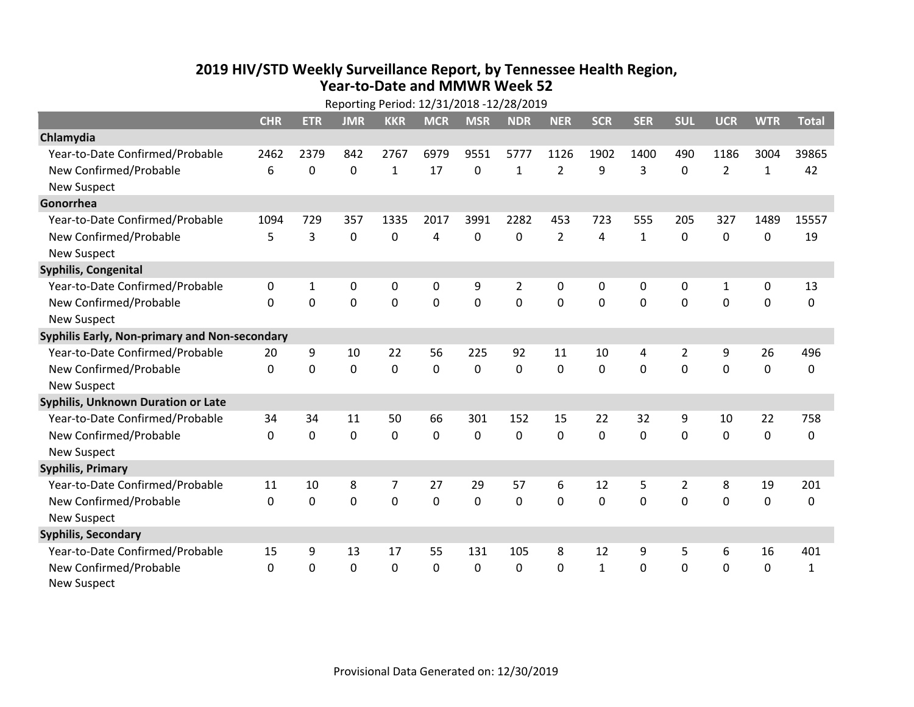# 2019 HIV/STD Weekly Surveillance Report, by Tennessee Health Region, Year-to-Date and MMWR Week 52

Reporting Period: 12/31/2018 -12/28/2019

| | CHR | ETR | JMR | KKR | MCR | MSR | NDR | NER | SCR | SER | SUL | UCR | WTR | Total |
|---|---|---|---|---|---|---|---|---|---|---|---|---|---|---|
| **Chlamydia** | | | | | | | | | | | | | | |
| Year-to-Date Confirmed/Probable | 2462 | 2379 | 842 | 2767 | 6979 | 9551 | 5777 | 1126 | 1902 | 1400 | 490 | 1186 | 3004 | 39865 |
| New Confirmed/Probable | 6 | 0 | 0 | 1 | 17 | 0 | 1 | 2 | 9 | 3 | 0 | 2 | 1 | 42 |
| New Suspect | | | | | | | | | | | | | | |
| **Gonorrhea** | | | | | | | | | | | | | | |
| Year-to-Date Confirmed/Probable | 1094 | 729 | 357 | 1335 | 2017 | 3991 | 2282 | 453 | 723 | 555 | 205 | 327 | 1489 | 15557 |
| New Confirmed/Probable | 5 | 3 | 0 | 0 | 4 | 0 | 0 | 2 | 4 | 1 | 0 | 0 | 0 | 19 |
| New Suspect | | | | | | | | | | | | | | |
| **Syphilis, Congenital** | | | | | | | | | | | | | | |
| Year-to-Date Confirmed/Probable | 0 | 1 | 0 | 0 | 0 | 9 | 2 | 0 | 0 | 0 | 0 | 1 | 0 | 13 |
| New Confirmed/Probable | 0 | 0 | 0 | 0 | 0 | 0 | 0 | 0 | 0 | 0 | 0 | 0 | 0 | 0 |
| New Suspect | | | | | | | | | | | | | | |
| **Syphilis Early, Non-primary and Non-secondary** | | | | | | | | | | | | | | |
| Year-to-Date Confirmed/Probable | 20 | 9 | 10 | 22 | 56 | 225 | 92 | 11 | 10 | 4 | 2 | 9 | 26 | 496 |
| New Confirmed/Probable | 0 | 0 | 0 | 0 | 0 | 0 | 0 | 0 | 0 | 0 | 0 | 0 | 0 | 0 |
| New Suspect | | | | | | | | | | | | | | |
| **Syphilis, Unknown Duration or Late** | | | | | | | | | | | | | | |
| Year-to-Date Confirmed/Probable | 34 | 34 | 11 | 50 | 66 | 301 | 152 | 15 | 22 | 32 | 9 | 10 | 22 | 758 |
| New Confirmed/Probable | 0 | 0 | 0 | 0 | 0 | 0 | 0 | 0 | 0 | 0 | 0 | 0 | 0 | 0 |
| New Suspect | | | | | | | | | | | | | | |
| **Syphilis, Primary** | | | | | | | | | | | | | | |
| Year-to-Date Confirmed/Probable | 11 | 10 | 8 | 7 | 27 | 29 | 57 | 6 | 12 | 5 | 2 | 8 | 19 | 201 |
| New Confirmed/Probable | 0 | 0 | 0 | 0 | 0 | 0 | 0 | 0 | 0 | 0 | 0 | 0 | 0 | 0 |
| New Suspect | | | | | | | | | | | | | | |
| **Syphilis, Secondary** | | | | | | | | | | | | | | |
| Year-to-Date Confirmed/Probable | 15 | 9 | 13 | 17 | 55 | 131 | 105 | 8 | 12 | 9 | 5 | 6 | 16 | 401 |
| New Confirmed/Probable | 0 | 0 | 0 | 0 | 0 | 0 | 0 | 0 | 1 | 0 | 0 | 0 | 0 | 1 |
| New Suspect | | | | | | | | | | | | | | |

Provisional Data Generated on: 12/30/2019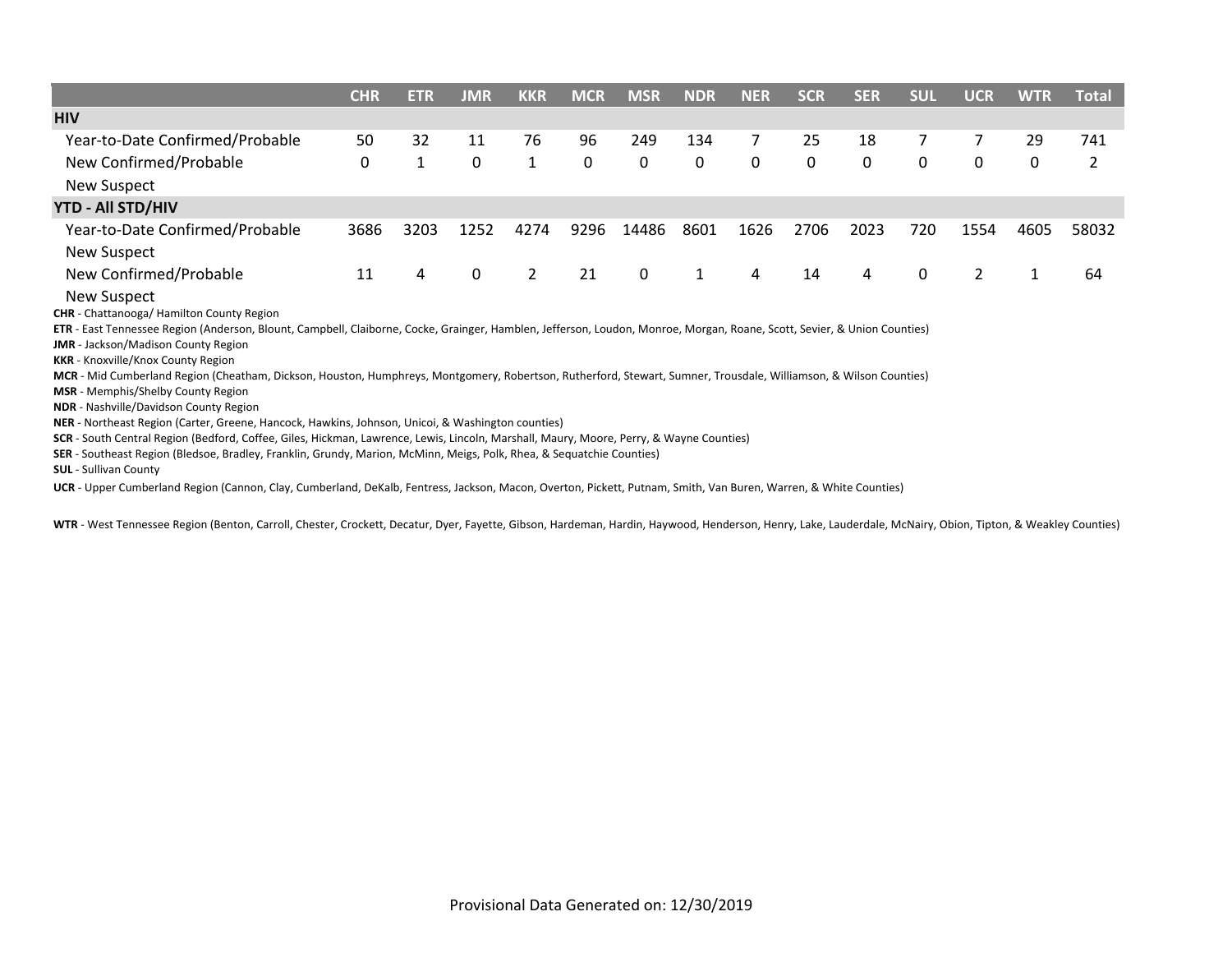| | CHR | ETR | JMR | KKR | MCR | MSR | NDR | NER | SCR | SER | SUL | UCR | WTR | Total |
|---|---|---|---|---|---|---|---|---|---|---|---|---|---|---|
| **HIV** | | | | | | | | | | | | | | |
| Year-to-Date Confirmed/Probable | 50 | 32 | 11 | 76 | 96 | 249 | 134 | 7 | 25 | 18 | 7 | 7 | 29 | 741 |
| New Confirmed/Probable | 0 | 1 | 0 | 1 | 0 | 0 | 0 | 0 | 0 | 0 | 0 | 0 | 0 | 2 |
| New Suspect | | | | | | | | | | | | | | |
| **YTD - All STD/HIV** | | | | | | | | | | | | | | |
| Year-to-Date Confirmed/Probable | 3686 | 3203 | 1252 | 4274 | 9296 | 14486 | 8601 | 1626 | 2706 | 2023 | 720 | 1554 | 4605 | 58032 |
| New Suspect | | | | | | | | | | | | | | |
| New Confirmed/Probable | 11 | 4 | 0 | 2 | 21 | 0 | 1 | 4 | 14 | 4 | 0 | 2 | 1 | 64 |
| New Suspect | | | | | | | | | | | | | | |

**CHR** - Chattanooga/ Hamilton County Region

**ETR** - East Tennessee Region (Anderson, Blount, Campbell, Claiborne, Cocke, Grainger, Hamblen, Jefferson, Loudon, Monroe, Morgan, Roane, Scott, Sevier, & Union Counties)

**JMR** - Jackson/Madison County Region

**KKR** - Knoxville/Knox County Region

**MCR** - Mid Cumberland Region (Cheatham, Dickson, Houston, Humphreys, Montgomery, Robertson, Rutherford, Stewart, Sumner, Trousdale, Williamson, & Wilson Counties)

**MSR** - Memphis/Shelby County Region

**NDR** - Nashville/Davidson County Region

**NER** - Northeast Region (Carter, Greene, Hancock, Hawkins, Johnson, Unicoi, & Washington counties)

**SCR** - South Central Region (Bedford, Coffee, Giles, Hickman, Lawrence, Lewis, Lincoln, Marshall, Maury, Moore, Perry, & Wayne Counties)

**SER** - Southeast Region (Bledsoe, Bradley, Franklin, Grundy, Marion, McMinn, Meigs, Polk, Rhea, & Sequatchie Counties)

**SUL** - Sullivan County

**UCR** - Upper Cumberland Region (Cannon, Clay, Cumberland, DeKalb, Fentress, Jackson, Macon, Overton, Pickett, Putnam, Smith, Van Buren, Warren, & White Counties)

**WTR** - West Tennessee Region (Benton, Carroll, Chester, Crockett, Decatur, Dyer, Fayette, Gibson, Hardeman, Hardin, Haywood, Henderson, Henry, Lake, Lauderdale, McNairy, Obion, Tipton, & Weakley Counties)

Provisional Data Generated on: 12/30/2019